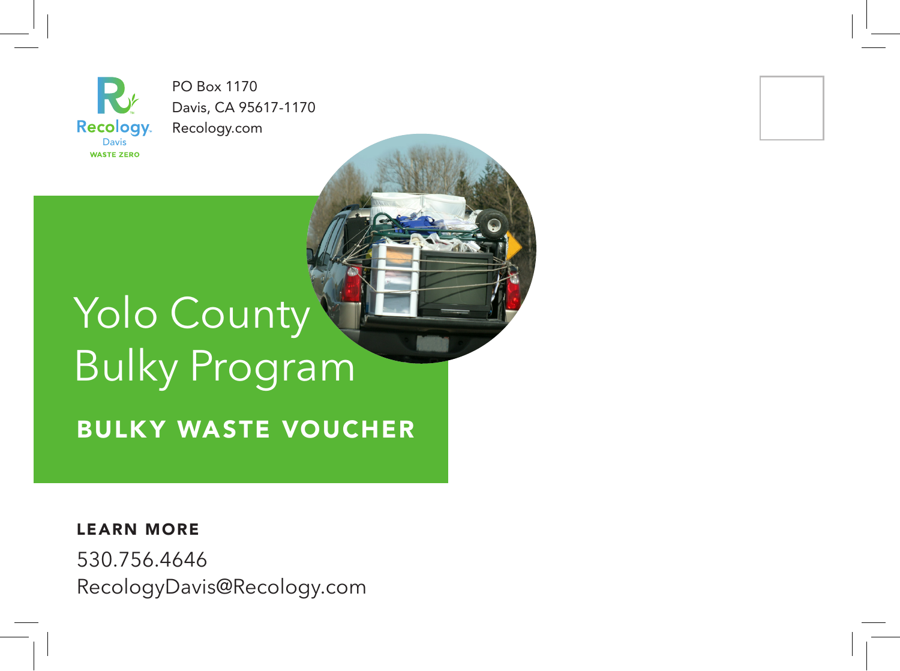Recology
Davis
WASTE ZERO

PO Box 1170
Davis, CA 95617-1170
Recology.com

# Yolo County Bulky Program

## BULKY WASTE VOUCHER

**LEARN MORE**

530.756.4646
RecologyDavis@Recology.com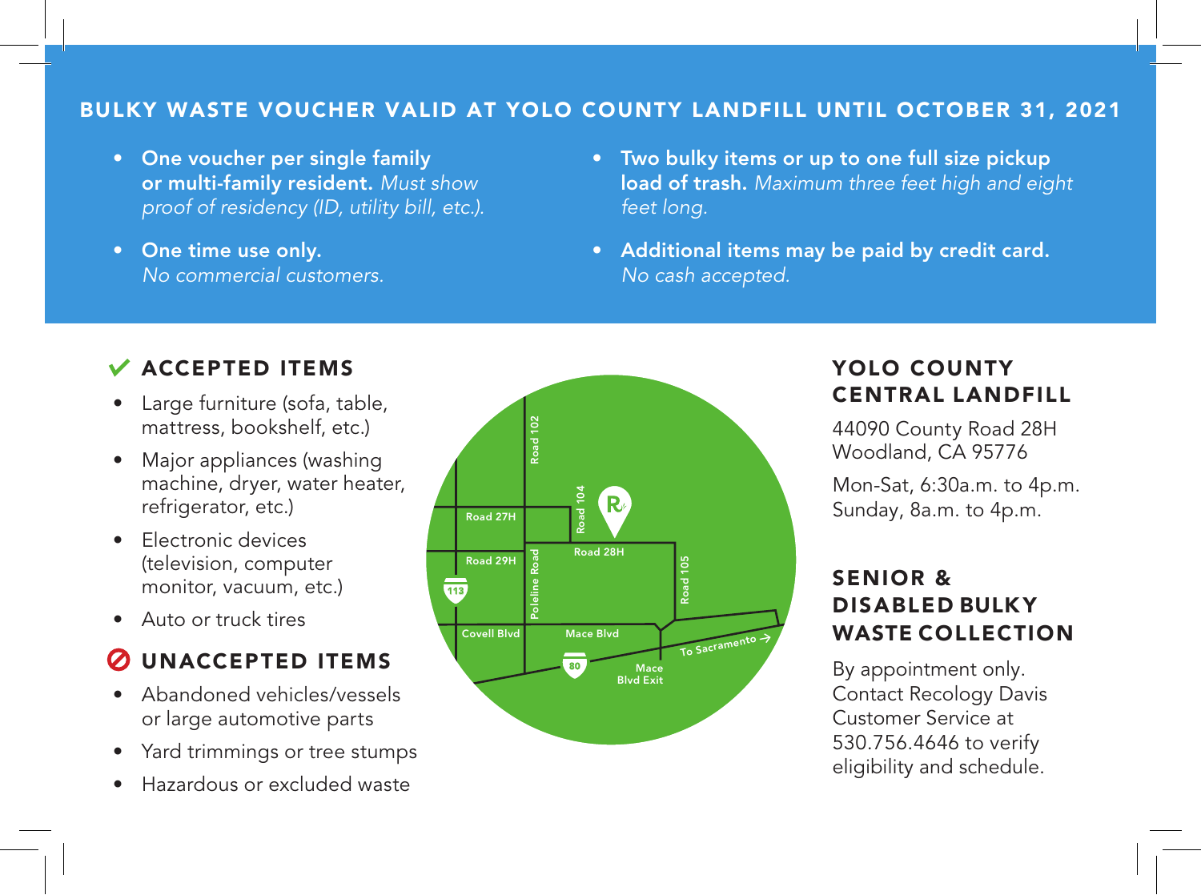## BULKY WASTE VOUCHER VALID AT YOLO COUNTY LANDFILL UNTIL OCTOBER 31, 2021

- **One voucher per single family or multi-family resident.** *Must show proof of residency (ID, utility bill, etc.).*
- **One time use only.** *No commercial customers.*
- **Two bulky items or up to one full size pickup load of trash.** *Maximum three feet high and eight feet long.*
- **Additional items may be paid by credit card.** *No cash accepted.*

### ✔ ACCEPTED ITEMS

- Large furniture (sofa, table, mattress, bookshelf, etc.)
- Major appliances (washing machine, dryer, water heater, refrigerator, etc.)
- Electronic devices (television, computer monitor, vacuum, etc.)
- Auto or truck tires

### ⊘ UNACCEPTED ITEMS

- Abandoned vehicles/vessels or large automotive parts
- Yard trimmings or tree stumps
- Hazardous or excluded waste

Road 102
Road 104
Road 27H
Road 29H
Road 28H
Road 105
Poleline Road
113
Covell Blvd
Mace Blvd
80
Mace Blvd Exit
To Sacramento →

### YOLO COUNTY CENTRAL LANDFILL

44090 County Road 28H
Woodland, CA 95776

Mon-Sat, 6:30a.m. to 4p.m.
Sunday, 8a.m. to 4p.m.

### SENIOR & DISABLED BULKY WASTE COLLECTION

By appointment only. Contact Recology Davis Customer Service at 530.756.4646 to verify eligibility and schedule.